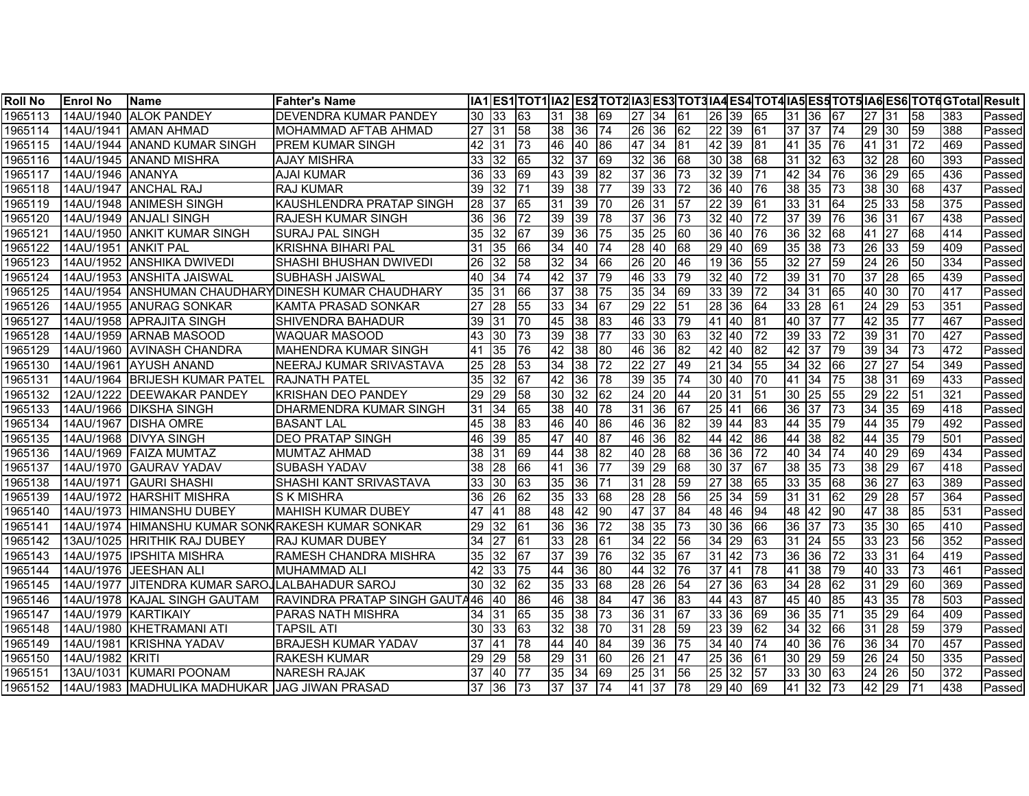| Roll No | Enrol No | Name | Fahter's Name | IA1 | ES1 | TOT1 | IA2 | ES2 | TOT2 | IA3 | ES3 | TOT3 | IA4 | ES4 | TOT4 | IA5 | ES5 | TOT5 | IA6 | ES6 | TOT6 | GTotal | Result |
|---|---|---|---|---|---|---|---|---|---|---|---|---|---|---|---|---|---|---|---|---|---|---|---|
| 1965113 | 14AU/1940 | ALOK PANDEY | DEVENDRA KUMAR PANDEY | 30 | 33 | 63 | 31 | 38 | 69 | 27 | 34 | 61 | 26 | 39 | 65 | 31 | 36 | 67 | 27 | 31 | 58 | 383 | Passed |
| 1965114 | 14AU/1941 | AMAN AHMAD | MOHAMMAD AFTAB AHMAD | 27 | 31 | 58 | 38 | 36 | 74 | 26 | 36 | 62 | 22 | 39 | 61 | 37 | 37 | 74 | 29 | 30 | 59 | 388 | Passed |
| 1965115 | 14AU/1944 | ANAND KUMAR SINGH | PREM KUMAR SINGH | 42 | 31 | 73 | 46 | 40 | 86 | 47 | 34 | 81 | 42 | 39 | 81 | 41 | 35 | 76 | 41 | 31 | 72 | 469 | Passed |
| 1965116 | 14AU/1945 | ANAND MISHRA | AJAY MISHRA | 33 | 32 | 65 | 32 | 37 | 69 | 32 | 36 | 68 | 30 | 38 | 68 | 31 | 32 | 63 | 32 | 28 | 60 | 393 | Passed |
| 1965117 | 14AU/1946 | ANANYA | AJAI KUMAR | 36 | 33 | 69 | 43 | 39 | 82 | 37 | 36 | 73 | 32 | 39 | 71 | 42 | 34 | 76 | 36 | 29 | 65 | 436 | Passed |
| 1965118 | 14AU/1947 | ANCHAL RAJ | RAJ KUMAR | 39 | 32 | 71 | 39 | 38 | 77 | 39 | 33 | 72 | 36 | 40 | 76 | 38 | 35 | 73 | 38 | 30 | 68 | 437 | Passed |
| 1965119 | 14AU/1948 | ANIMESH SINGH | KAUSHLENDRA PRATAP SINGH | 28 | 37 | 65 | 31 | 39 | 70 | 26 | 31 | 57 | 22 | 39 | 61 | 33 | 31 | 64 | 25 | 33 | 58 | 375 | Passed |
| 1965120 | 14AU/1949 | ANJALI SINGH | RAJESH KUMAR SINGH | 36 | 36 | 72 | 39 | 39 | 78 | 37 | 36 | 73 | 32 | 40 | 72 | 37 | 39 | 76 | 36 | 31 | 67 | 438 | Passed |
| 1965121 | 14AU/1950 | ANKIT KUMAR SINGH | SURAJ PAL SINGH | 35 | 32 | 67 | 39 | 36 | 75 | 35 | 25 | 60 | 36 | 40 | 76 | 36 | 32 | 68 | 41 | 27 | 68 | 414 | Passed |
| 1965122 | 14AU/1951 | ANKIT PAL | KRISHNA BIHARI PAL | 31 | 35 | 66 | 34 | 40 | 74 | 28 | 40 | 68 | 29 | 40 | 69 | 35 | 38 | 73 | 26 | 33 | 59 | 409 | Passed |
| 1965123 | 14AU/1952 | ANSHIKA DWIVEDI | SHASHI BHUSHAN DWIVEDI | 26 | 32 | 58 | 32 | 34 | 66 | 26 | 20 | 46 | 19 | 36 | 55 | 32 | 27 | 59 | 24 | 26 | 50 | 334 | Passed |
| 1965124 | 14AU/1953 | ANSHITA JAISWAL | SUBHASH JAISWAL | 40 | 34 | 74 | 42 | 37 | 79 | 46 | 33 | 79 | 32 | 40 | 72 | 39 | 31 | 70 | 37 | 28 | 65 | 439 | Passed |
| 1965125 | 14AU/1954 | ANSHUMAN CHAUDHARY | DINESH KUMAR CHAUDHARY | 35 | 31 | 66 | 37 | 38 | 75 | 35 | 34 | 69 | 33 | 39 | 72 | 34 | 31 | 65 | 40 | 30 | 70 | 417 | Passed |
| 1965126 | 14AU/1955 | ANURAG SONKAR | KAMTA PRASAD SONKAR | 27 | 28 | 55 | 33 | 34 | 67 | 29 | 22 | 51 | 28 | 36 | 64 | 33 | 28 | 61 | 24 | 29 | 53 | 351 | Passed |
| 1965127 | 14AU/1958 | APRAJITA SINGH | SHIVENDRA BAHADUR | 39 | 31 | 70 | 45 | 38 | 83 | 46 | 33 | 79 | 41 | 40 | 81 | 40 | 37 | 77 | 42 | 35 | 77 | 467 | Passed |
| 1965128 | 14AU/1959 | ARNAB MASOOD | WAQUAR MASOOD | 43 | 30 | 73 | 39 | 38 | 77 | 33 | 30 | 63 | 32 | 40 | 72 | 39 | 33 | 72 | 39 | 31 | 70 | 427 | Passed |
| 1965129 | 14AU/1960 | AVINASH CHANDRA | MAHENDRA KUMAR SINGH | 41 | 35 | 76 | 42 | 38 | 80 | 46 | 36 | 82 | 42 | 40 | 82 | 42 | 37 | 79 | 39 | 34 | 73 | 472 | Passed |
| 1965130 | 14AU/1961 | AYUSH ANAND | NEERAJ KUMAR SRIVASTAVA | 25 | 28 | 53 | 34 | 38 | 72 | 22 | 27 | 49 | 21 | 34 | 55 | 34 | 32 | 66 | 27 | 27 | 54 | 349 | Passed |
| 1965131 | 14AU/1964 | BRIJESH KUMAR PATEL | RAJNATH PATEL | 35 | 32 | 67 | 42 | 36 | 78 | 39 | 35 | 74 | 30 | 40 | 70 | 41 | 34 | 75 | 38 | 31 | 69 | 433 | Passed |
| 1965132 | 12AU/1222 | DEEWAKAR PANDEY | KRISHAN DEO PANDEY | 29 | 29 | 58 | 30 | 32 | 62 | 24 | 20 | 44 | 20 | 31 | 51 | 30 | 25 | 55 | 29 | 22 | 51 | 321 | Passed |
| 1965133 | 14AU/1966 | DIKSHA SINGH | DHARMENDRA KUMAR SINGH | 31 | 34 | 65 | 38 | 40 | 78 | 31 | 36 | 67 | 25 | 41 | 66 | 36 | 37 | 73 | 34 | 35 | 69 | 418 | Passed |
| 1965134 | 14AU/1967 | DISHA OMRE | BASANT LAL | 45 | 38 | 83 | 46 | 40 | 86 | 46 | 36 | 82 | 39 | 44 | 83 | 44 | 35 | 79 | 44 | 35 | 79 | 492 | Passed |
| 1965135 | 14AU/1968 | DIVYA SINGH | DEO PRATAP SINGH | 46 | 39 | 85 | 47 | 40 | 87 | 46 | 36 | 82 | 44 | 42 | 86 | 44 | 38 | 82 | 44 | 35 | 79 | 501 | Passed |
| 1965136 | 14AU/1969 | FAIZA MUMTAZ | MUMTAZ AHMAD | 38 | 31 | 69 | 44 | 38 | 82 | 40 | 28 | 68 | 36 | 36 | 72 | 40 | 34 | 74 | 40 | 29 | 69 | 434 | Passed |
| 1965137 | 14AU/1970 | GAURAV YADAV | SUBASH YADAV | 38 | 28 | 66 | 41 | 36 | 77 | 39 | 29 | 68 | 30 | 37 | 67 | 38 | 35 | 73 | 38 | 29 | 67 | 418 | Passed |
| 1965138 | 14AU/1971 | GAURI SHASHI | SHASHI KANT SRIVASTAVA | 33 | 30 | 63 | 35 | 36 | 71 | 31 | 28 | 59 | 27 | 38 | 65 | 33 | 35 | 68 | 36 | 27 | 63 | 389 | Passed |
| 1965139 | 14AU/1972 | HARSHIT MISHRA | S K MISHRA | 36 | 26 | 62 | 35 | 33 | 68 | 28 | 28 | 56 | 25 | 34 | 59 | 31 | 31 | 62 | 29 | 28 | 57 | 364 | Passed |
| 1965140 | 14AU/1973 | HIMANSHU DUBEY | MAHISH KUMAR DUBEY | 47 | 41 | 88 | 48 | 42 | 90 | 47 | 37 | 84 | 48 | 46 | 94 | 48 | 42 | 90 | 47 | 38 | 85 | 531 | Passed |
| 1965141 | 14AU/1974 | HIMANSHU KUMAR SONK | RAKESH KUMAR SONKAR | 29 | 32 | 61 | 36 | 36 | 72 | 38 | 35 | 73 | 30 | 36 | 66 | 36 | 37 | 73 | 35 | 30 | 65 | 410 | Passed |
| 1965142 | 13AU/1025 | HRITHIK RAJ DUBEY | RAJ KUMAR DUBEY | 34 | 27 | 61 | 33 | 28 | 61 | 34 | 22 | 56 | 34 | 29 | 63 | 31 | 24 | 55 | 33 | 23 | 56 | 352 | Passed |
| 1965143 | 14AU/1975 | IPSHITA MISHRA | RAMESH CHANDRA MISHRA | 35 | 32 | 67 | 37 | 39 | 76 | 32 | 35 | 67 | 31 | 42 | 73 | 36 | 36 | 72 | 33 | 31 | 64 | 419 | Passed |
| 1965144 | 14AU/1976 | JEESHAN ALI | MUHAMMAD ALI | 42 | 33 | 75 | 44 | 36 | 80 | 44 | 32 | 76 | 37 | 41 | 78 | 41 | 38 | 79 | 40 | 33 | 73 | 461 | Passed |
| 1965145 | 14AU/1977 | JITENDRA KUMAR SAROJ | LALBAHADUR SAROJ | 30 | 32 | 62 | 35 | 33 | 68 | 28 | 26 | 54 | 27 | 36 | 63 | 34 | 28 | 62 | 31 | 29 | 60 | 369 | Passed |
| 1965146 | 14AU/1978 | KAJAL SINGH GAUTAM | RAVINDRA PRATAP SINGH GAUTA | 46 | 40 | 86 | 46 | 38 | 84 | 47 | 36 | 83 | 44 | 43 | 87 | 45 | 40 | 85 | 43 | 35 | 78 | 503 | Passed |
| 1965147 | 14AU/1979 | KARTIKAIY | PARAS NATH MISHRA | 34 | 31 | 65 | 35 | 38 | 73 | 36 | 31 | 67 | 33 | 36 | 69 | 36 | 35 | 71 | 35 | 29 | 64 | 409 | Passed |
| 1965148 | 14AU/1980 | KHETRAMANI ATI | TAPSIL ATI | 30 | 33 | 63 | 32 | 38 | 70 | 31 | 28 | 59 | 23 | 39 | 62 | 34 | 32 | 66 | 31 | 28 | 59 | 379 | Passed |
| 1965149 | 14AU/1981 | KRISHNA YADAV | BRAJESH KUMAR YADAV | 37 | 41 | 78 | 44 | 40 | 84 | 39 | 36 | 75 | 34 | 40 | 74 | 40 | 36 | 76 | 36 | 34 | 70 | 457 | Passed |
| 1965150 | 14AU/1982 | KRITI | RAKESH KUMAR | 29 | 29 | 58 | 29 | 31 | 60 | 26 | 21 | 47 | 25 | 36 | 61 | 30 | 29 | 59 | 26 | 24 | 50 | 335 | Passed |
| 1965151 | 13AU/1031 | KUMARI POONAM | NARESH RAJAK | 37 | 40 | 77 | 35 | 34 | 69 | 25 | 31 | 56 | 25 | 32 | 57 | 33 | 30 | 63 | 24 | 26 | 50 | 372 | Passed |
| 1965152 | 14AU/1983 | MADHULIKA MADHUKAR | JAG JIWAN PRASAD | 37 | 36 | 73 | 37 | 37 | 74 | 41 | 37 | 78 | 29 | 40 | 69 | 41 | 32 | 73 | 42 | 29 | 71 | 438 | Passed |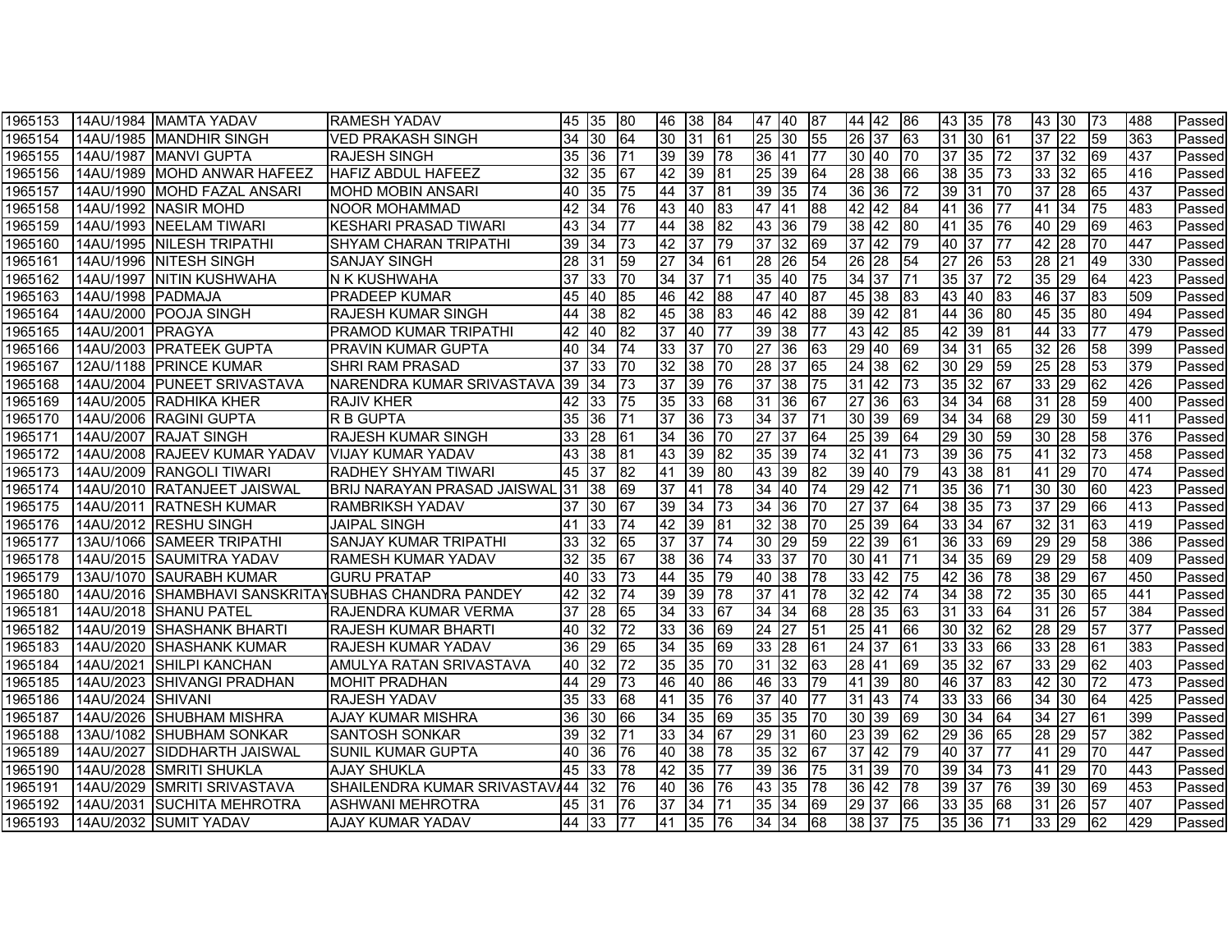| | | | | | | | | | | | | | | | | | | | | | | | |
|---|---|---|---|---|---|---|---|---|---|---|---|---|---|---|---|---|---|---|---|---|---|---|---|
| 1965153 | 14AU/1984 | MAMTA YADAV | RAMESH YADAV | 45 | 35 | 80 | 46 | 38 | 84 | 47 | 40 | 87 | 44 | 42 | 86 | 43 | 35 | 78 | 43 | 30 | 73 | 488 | Passed |
| 1965154 | 14AU/1985 | MANDHIR SINGH | VED PRAKASH SINGH | 34 | 30 | 64 | 30 | 31 | 61 | 25 | 30 | 55 | 26 | 37 | 63 | 31 | 30 | 61 | 37 | 22 | 59 | 363 | Passed |
| 1965155 | 14AU/1987 | MANVI GUPTA | RAJESH SINGH | 35 | 36 | 71 | 39 | 39 | 78 | 36 | 41 | 77 | 30 | 40 | 70 | 37 | 35 | 72 | 37 | 32 | 69 | 437 | Passed |
| 1965156 | 14AU/1989 | MOHD ANWAR HAFEEZ | HAFIZ ABDUL HAFEEZ | 32 | 35 | 67 | 42 | 39 | 81 | 25 | 39 | 64 | 28 | 38 | 66 | 38 | 35 | 73 | 33 | 32 | 65 | 416 | Passed |
| 1965157 | 14AU/1990 | MOHD FAZAL ANSARI | MOHD MOBIN ANSARI | 40 | 35 | 75 | 44 | 37 | 81 | 39 | 35 | 74 | 36 | 36 | 72 | 39 | 31 | 70 | 37 | 28 | 65 | 437 | Passed |
| 1965158 | 14AU/1992 | NASIR MOHD | NOOR MOHAMMAD | 42 | 34 | 76 | 43 | 40 | 83 | 47 | 41 | 88 | 42 | 42 | 84 | 41 | 36 | 77 | 41 | 34 | 75 | 483 | Passed |
| 1965159 | 14AU/1993 | NEELAM TIWARI | KESHARI PRASAD TIWARI | 43 | 34 | 77 | 44 | 38 | 82 | 43 | 36 | 79 | 38 | 42 | 80 | 41 | 35 | 76 | 40 | 29 | 69 | 463 | Passed |
| 1965160 | 14AU/1995 | NILESH TRIPATHI | SHYAM CHARAN TRIPATHI | 39 | 34 | 73 | 42 | 37 | 79 | 37 | 32 | 69 | 37 | 42 | 79 | 40 | 37 | 77 | 42 | 28 | 70 | 447 | Passed |
| 1965161 | 14AU/1996 | NITESH SINGH | SANJAY SINGH | 28 | 31 | 59 | 27 | 34 | 61 | 28 | 26 | 54 | 26 | 28 | 54 | 27 | 26 | 53 | 28 | 21 | 49 | 330 | Passed |
| 1965162 | 14AU/1997 | NITIN KUSHWAHA | N K KUSHWAHA | 37 | 33 | 70 | 34 | 37 | 71 | 35 | 40 | 75 | 34 | 37 | 71 | 35 | 37 | 72 | 35 | 29 | 64 | 423 | Passed |
| 1965163 | 14AU/1998 | PADMAJA | PRADEEP KUMAR | 45 | 40 | 85 | 46 | 42 | 88 | 47 | 40 | 87 | 45 | 38 | 83 | 43 | 40 | 83 | 46 | 37 | 83 | 509 | Passed |
| 1965164 | 14AU/2000 | POOJA SINGH | RAJESH KUMAR SINGH | 44 | 38 | 82 | 45 | 38 | 83 | 46 | 42 | 88 | 39 | 42 | 81 | 44 | 36 | 80 | 45 | 35 | 80 | 494 | Passed |
| 1965165 | 14AU/2001 | PRAGYA | PRAMOD KUMAR TRIPATHI | 42 | 40 | 82 | 37 | 40 | 77 | 39 | 38 | 77 | 43 | 42 | 85 | 42 | 39 | 81 | 44 | 33 | 77 | 479 | Passed |
| 1965166 | 14AU/2003 | PRATEEK GUPTA | PRAVIN KUMAR GUPTA | 40 | 34 | 74 | 33 | 37 | 70 | 27 | 36 | 63 | 29 | 40 | 69 | 34 | 31 | 65 | 32 | 26 | 58 | 399 | Passed |
| 1965167 | 12AU/1188 | PRINCE KUMAR | SHRI RAM PRASAD | 37 | 33 | 70 | 32 | 38 | 70 | 28 | 37 | 65 | 24 | 38 | 62 | 30 | 29 | 59 | 25 | 28 | 53 | 379 | Passed |
| 1965168 | 14AU/2004 | PUNEET SRIVASTAVA | NARENDRA KUMAR SRIVASTAVA | 39 | 34 | 73 | 37 | 39 | 76 | 37 | 38 | 75 | 31 | 42 | 73 | 35 | 32 | 67 | 33 | 29 | 62 | 426 | Passed |
| 1965169 | 14AU/2005 | RADHIKA KHER | RAJIV KHER | 42 | 33 | 75 | 35 | 33 | 68 | 31 | 36 | 67 | 27 | 36 | 63 | 34 | 34 | 68 | 31 | 28 | 59 | 400 | Passed |
| 1965170 | 14AU/2006 | RAGINI GUPTA | R B GUPTA | 35 | 36 | 71 | 37 | 36 | 73 | 34 | 37 | 71 | 30 | 39 | 69 | 34 | 34 | 68 | 29 | 30 | 59 | 411 | Passed |
| 1965171 | 14AU/2007 | RAJAT SINGH | RAJESH KUMAR SINGH | 33 | 28 | 61 | 34 | 36 | 70 | 27 | 37 | 64 | 25 | 39 | 64 | 29 | 30 | 59 | 30 | 28 | 58 | 376 | Passed |
| 1965172 | 14AU/2008 | RAJEEV KUMAR YADAV | VIJAY KUMAR YADAV | 43 | 38 | 81 | 43 | 39 | 82 | 35 | 39 | 74 | 32 | 41 | 73 | 39 | 36 | 75 | 41 | 32 | 73 | 458 | Passed |
| 1965173 | 14AU/2009 | RANGOLI TIWARI | RADHEY SHYAM TIWARI | 45 | 37 | 82 | 41 | 39 | 80 | 43 | 39 | 82 | 39 | 40 | 79 | 43 | 38 | 81 | 41 | 29 | 70 | 474 | Passed |
| 1965174 | 14AU/2010 | RATANJEET JAISWAL | BRIJ NARAYAN PRASAD JAISWAL | 31 | 38 | 69 | 37 | 41 | 78 | 34 | 40 | 74 | 29 | 42 | 71 | 35 | 36 | 71 | 30 | 30 | 60 | 423 | Passed |
| 1965175 | 14AU/2011 | RATNESH KUMAR | RAMBRIKSH YADAV | 37 | 30 | 67 | 39 | 34 | 73 | 34 | 36 | 70 | 27 | 37 | 64 | 38 | 35 | 73 | 37 | 29 | 66 | 413 | Passed |
| 1965176 | 14AU/2012 | RESHU SINGH | JAIPAL SINGH | 41 | 33 | 74 | 42 | 39 | 81 | 32 | 38 | 70 | 25 | 39 | 64 | 33 | 34 | 67 | 32 | 31 | 63 | 419 | Passed |
| 1965177 | 13AU/1066 | SAMEER TRIPATHI | SANJAY KUMAR TRIPATHI | 33 | 32 | 65 | 37 | 37 | 74 | 30 | 29 | 59 | 22 | 39 | 61 | 36 | 33 | 69 | 29 | 29 | 58 | 386 | Passed |
| 1965178 | 14AU/2015 | SAUMITRA YADAV | RAMESH KUMAR YADAV | 32 | 35 | 67 | 38 | 36 | 74 | 33 | 37 | 70 | 30 | 41 | 71 | 34 | 35 | 69 | 29 | 29 | 58 | 409 | Passed |
| 1965179 | 13AU/1070 | SAURABH KUMAR | GURU PRATAP | 40 | 33 | 73 | 44 | 35 | 79 | 40 | 38 | 78 | 33 | 42 | 75 | 42 | 36 | 78 | 38 | 29 | 67 | 450 | Passed |
| 1965180 | 14AU/2016 | SHAMBHAVI SANSKRITAY | SUBHAS CHANDRA PANDEY | 42 | 32 | 74 | 39 | 39 | 78 | 37 | 41 | 78 | 32 | 42 | 74 | 34 | 38 | 72 | 35 | 30 | 65 | 441 | Passed |
| 1965181 | 14AU/2018 | SHANU PATEL | RAJENDRA KUMAR VERMA | 37 | 28 | 65 | 34 | 33 | 67 | 34 | 34 | 68 | 28 | 35 | 63 | 31 | 33 | 64 | 31 | 26 | 57 | 384 | Passed |
| 1965182 | 14AU/2019 | SHASHANK BHARTI | RAJESH KUMAR BHARTI | 40 | 32 | 72 | 33 | 36 | 69 | 24 | 27 | 51 | 25 | 41 | 66 | 30 | 32 | 62 | 28 | 29 | 57 | 377 | Passed |
| 1965183 | 14AU/2020 | SHASHANK KUMAR | RAJESH KUMAR YADAV | 36 | 29 | 65 | 34 | 35 | 69 | 33 | 28 | 61 | 24 | 37 | 61 | 33 | 33 | 66 | 33 | 28 | 61 | 383 | Passed |
| 1965184 | 14AU/2021 | SHILPI KANCHAN | AMULYA RATAN SRIVASTAVA | 40 | 32 | 72 | 35 | 35 | 70 | 31 | 32 | 63 | 28 | 41 | 69 | 35 | 32 | 67 | 33 | 29 | 62 | 403 | Passed |
| 1965185 | 14AU/2023 | SHIVANGI PRADHAN | MOHIT PRADHAN | 44 | 29 | 73 | 46 | 40 | 86 | 46 | 33 | 79 | 41 | 39 | 80 | 46 | 37 | 83 | 42 | 30 | 72 | 473 | Passed |
| 1965186 | 14AU/2024 | SHIVANI | RAJESH YADAV | 35 | 33 | 68 | 41 | 35 | 76 | 37 | 40 | 77 | 31 | 43 | 74 | 33 | 33 | 66 | 34 | 30 | 64 | 425 | Passed |
| 1965187 | 14AU/2026 | SHUBHAM MISHRA | AJAY KUMAR MISHRA | 36 | 30 | 66 | 34 | 35 | 69 | 35 | 35 | 70 | 30 | 39 | 69 | 30 | 34 | 64 | 34 | 27 | 61 | 399 | Passed |
| 1965188 | 13AU/1082 | SHUBHAM SONKAR | SANTOSH SONKAR | 39 | 32 | 71 | 33 | 34 | 67 | 29 | 31 | 60 | 23 | 39 | 62 | 29 | 36 | 65 | 28 | 29 | 57 | 382 | Passed |
| 1965189 | 14AU/2027 | SIDDHARTH JAISWAL | SUNIL KUMAR GUPTA | 40 | 36 | 76 | 40 | 38 | 78 | 35 | 32 | 67 | 37 | 42 | 79 | 40 | 37 | 77 | 41 | 29 | 70 | 447 | Passed |
| 1965190 | 14AU/2028 | SMRITI SHUKLA | AJAY SHUKLA | 45 | 33 | 78 | 42 | 35 | 77 | 39 | 36 | 75 | 31 | 39 | 70 | 39 | 34 | 73 | 41 | 29 | 70 | 443 | Passed |
| 1965191 | 14AU/2029 | SMRITI SRIVASTAVA | SHAILENDRA KUMAR SRIVASTAV/ | 44 | 32 | 76 | 40 | 36 | 76 | 43 | 35 | 78 | 36 | 42 | 78 | 39 | 37 | 76 | 39 | 30 | 69 | 453 | Passed |
| 1965192 | 14AU/2031 | SUCHITA MEHROTRA | ASHWANI MEHROTRA | 45 | 31 | 76 | 37 | 34 | 71 | 35 | 34 | 69 | 29 | 37 | 66 | 33 | 35 | 68 | 31 | 26 | 57 | 407 | Passed |
| 1965193 | 14AU/2032 | SUMIT YADAV | AJAY KUMAR YADAV | 44 | 33 | 77 | 41 | 35 | 76 | 34 | 34 | 68 | 38 | 37 | 75 | 35 | 36 | 71 | 33 | 29 | 62 | 429 | Passed |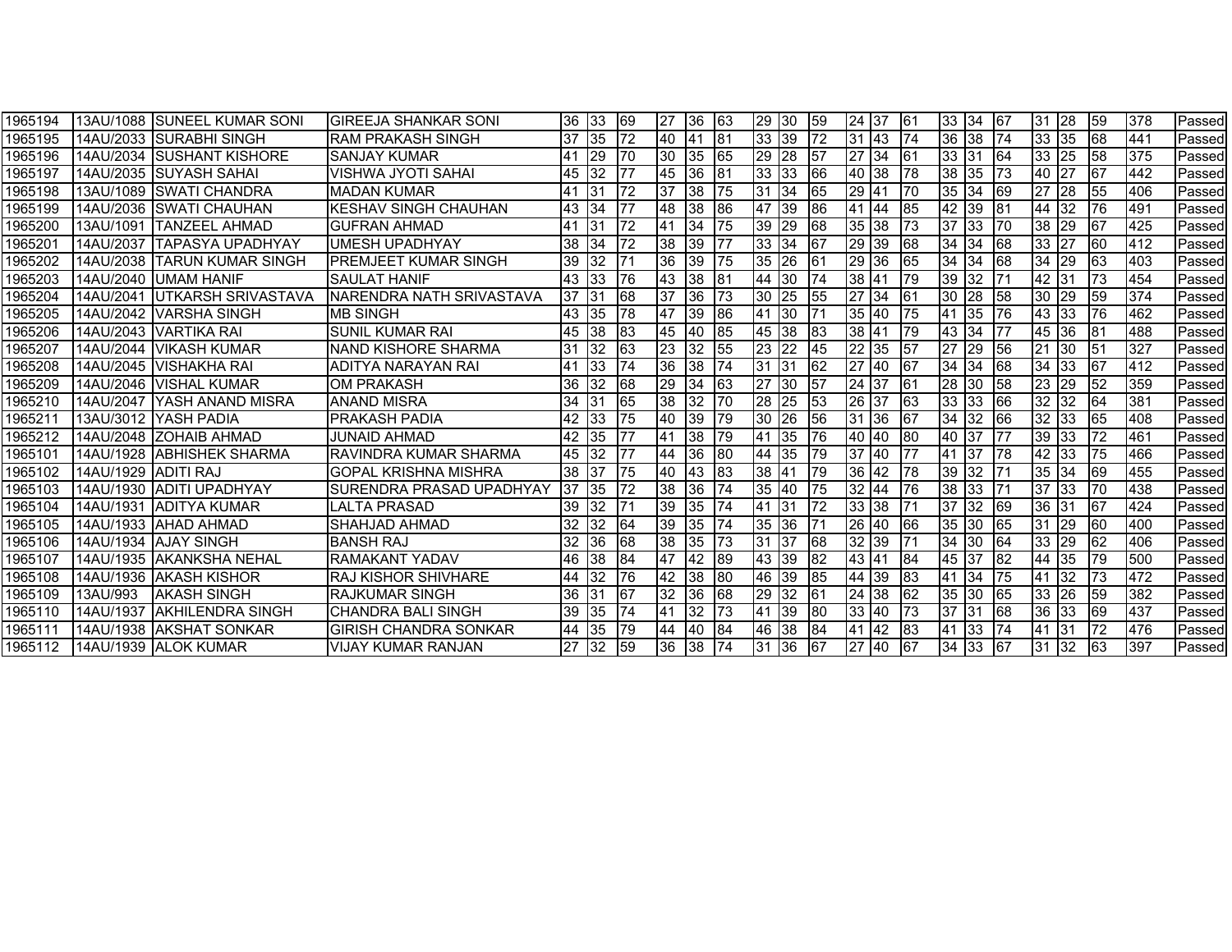| | | | | | | | | | | | | | | | | | | | | | | | |
|---|---|---|---|---|---|---|---|---|---|---|---|---|---|---|---|---|---|---|---|---|---|---|---|
| 1965194 | 13AU/1088 | SUNEEL KUMAR SONI | GIREEJA SHANKAR SONI | 36 | 33 | 69 | 27 | 36 | 63 | 29 | 30 | 59 | 24 | 37 | 61 | 33 | 34 | 67 | 31 | 28 | 59 | 378 | Passed |
| 1965195 | 14AU/2033 | SURABHI SINGH | RAM PRAKASH SINGH | 37 | 35 | 72 | 40 | 41 | 81 | 33 | 39 | 72 | 31 | 43 | 74 | 36 | 38 | 74 | 33 | 35 | 68 | 441 | Passed |
| 1965196 | 14AU/2034 | SUSHANT KISHORE | SANJAY KUMAR | 41 | 29 | 70 | 30 | 35 | 65 | 29 | 28 | 57 | 27 | 34 | 61 | 33 | 31 | 64 | 33 | 25 | 58 | 375 | Passed |
| 1965197 | 14AU/2035 | SUYASH SAHAI | VISHWA JYOTI SAHAI | 45 | 32 | 77 | 45 | 36 | 81 | 33 | 33 | 66 | 40 | 38 | 78 | 38 | 35 | 73 | 40 | 27 | 67 | 442 | Passed |
| 1965198 | 13AU/1089 | SWATI CHANDRA | MADAN KUMAR | 41 | 31 | 72 | 37 | 38 | 75 | 31 | 34 | 65 | 29 | 41 | 70 | 35 | 34 | 69 | 27 | 28 | 55 | 406 | Passed |
| 1965199 | 14AU/2036 | SWATI CHAUHAN | KESHAV SINGH CHAUHAN | 43 | 34 | 77 | 48 | 38 | 86 | 47 | 39 | 86 | 41 | 44 | 85 | 42 | 39 | 81 | 44 | 32 | 76 | 491 | Passed |
| 1965200 | 13AU/1091 | TANZEEL AHMAD | GUFRAN AHMAD | 41 | 31 | 72 | 41 | 34 | 75 | 39 | 29 | 68 | 35 | 38 | 73 | 37 | 33 | 70 | 38 | 29 | 67 | 425 | Passed |
| 1965201 | 14AU/2037 | TAPASYA UPADHYAY | UMESH UPADHYAY | 38 | 34 | 72 | 38 | 39 | 77 | 33 | 34 | 67 | 29 | 39 | 68 | 34 | 34 | 68 | 33 | 27 | 60 | 412 | Passed |
| 1965202 | 14AU/2038 | TARUN KUMAR SINGH | PREMJEET KUMAR SINGH | 39 | 32 | 71 | 36 | 39 | 75 | 35 | 26 | 61 | 29 | 36 | 65 | 34 | 34 | 68 | 34 | 29 | 63 | 403 | Passed |
| 1965203 | 14AU/2040 | UMAM HANIF | SAULAT HANIF | 43 | 33 | 76 | 43 | 38 | 81 | 44 | 30 | 74 | 38 | 41 | 79 | 39 | 32 | 71 | 42 | 31 | 73 | 454 | Passed |
| 1965204 | 14AU/2041 | UTKARSH SRIVASTAVA | NARENDRA NATH SRIVASTAVA | 37 | 31 | 68 | 37 | 36 | 73 | 30 | 25 | 55 | 27 | 34 | 61 | 30 | 28 | 58 | 30 | 29 | 59 | 374 | Passed |
| 1965205 | 14AU/2042 | VARSHA SINGH | MB SINGH | 43 | 35 | 78 | 47 | 39 | 86 | 41 | 30 | 71 | 35 | 40 | 75 | 41 | 35 | 76 | 43 | 33 | 76 | 462 | Passed |
| 1965206 | 14AU/2043 | VARTIKA RAI | SUNIL KUMAR RAI | 45 | 38 | 83 | 45 | 40 | 85 | 45 | 38 | 83 | 38 | 41 | 79 | 43 | 34 | 77 | 45 | 36 | 81 | 488 | Passed |
| 1965207 | 14AU/2044 | VIKASH KUMAR | NAND KISHORE SHARMA | 31 | 32 | 63 | 23 | 32 | 55 | 23 | 22 | 45 | 22 | 35 | 57 | 27 | 29 | 56 | 21 | 30 | 51 | 327 | Passed |
| 1965208 | 14AU/2045 | VISHAKHA RAI | ADITYA NARAYAN RAI | 41 | 33 | 74 | 36 | 38 | 74 | 31 | 31 | 62 | 27 | 40 | 67 | 34 | 34 | 68 | 34 | 33 | 67 | 412 | Passed |
| 1965209 | 14AU/2046 | VISHAL KUMAR | OM PRAKASH | 36 | 32 | 68 | 29 | 34 | 63 | 27 | 30 | 57 | 24 | 37 | 61 | 28 | 30 | 58 | 23 | 29 | 52 | 359 | Passed |
| 1965210 | 14AU/2047 | YASH ANAND MISRA | ANAND MISRA | 34 | 31 | 65 | 38 | 32 | 70 | 28 | 25 | 53 | 26 | 37 | 63 | 33 | 33 | 66 | 32 | 32 | 64 | 381 | Passed |
| 1965211 | 13AU/3012 | YASH PADIA | PRAKASH PADIA | 42 | 33 | 75 | 40 | 39 | 79 | 30 | 26 | 56 | 31 | 36 | 67 | 34 | 32 | 66 | 32 | 33 | 65 | 408 | Passed |
| 1965212 | 14AU/2048 | ZOHAIB AHMAD | JUNAID AHMAD | 42 | 35 | 77 | 41 | 38 | 79 | 41 | 35 | 76 | 40 | 40 | 80 | 40 | 37 | 77 | 39 | 33 | 72 | 461 | Passed |
| 1965101 | 14AU/1928 | ABHISHEK SHARMA | RAVINDRA KUMAR SHARMA | 45 | 32 | 77 | 44 | 36 | 80 | 44 | 35 | 79 | 37 | 40 | 77 | 41 | 37 | 78 | 42 | 33 | 75 | 466 | Passed |
| 1965102 | 14AU/1929 | ADITI RAJ | GOPAL KRISHNA MISHRA | 38 | 37 | 75 | 40 | 43 | 83 | 38 | 41 | 79 | 36 | 42 | 78 | 39 | 32 | 71 | 35 | 34 | 69 | 455 | Passed |
| 1965103 | 14AU/1930 | ADITI UPADHYAY | SURENDRA PRASAD UPADHYAY | 37 | 35 | 72 | 38 | 36 | 74 | 35 | 40 | 75 | 32 | 44 | 76 | 38 | 33 | 71 | 37 | 33 | 70 | 438 | Passed |
| 1965104 | 14AU/1931 | ADITYA KUMAR | LALTA PRASAD | 39 | 32 | 71 | 39 | 35 | 74 | 41 | 31 | 72 | 33 | 38 | 71 | 37 | 32 | 69 | 36 | 31 | 67 | 424 | Passed |
| 1965105 | 14AU/1933 | AHAD AHMAD | SHAHJAD AHMAD | 32 | 32 | 64 | 39 | 35 | 74 | 35 | 36 | 71 | 26 | 40 | 66 | 35 | 30 | 65 | 31 | 29 | 60 | 400 | Passed |
| 1965106 | 14AU/1934 | AJAY SINGH | BANSH RAJ | 32 | 36 | 68 | 38 | 35 | 73 | 31 | 37 | 68 | 32 | 39 | 71 | 34 | 30 | 64 | 33 | 29 | 62 | 406 | Passed |
| 1965107 | 14AU/1935 | AKANKSHA NEHAL | RAMAKANT YADAV | 46 | 38 | 84 | 47 | 42 | 89 | 43 | 39 | 82 | 43 | 41 | 84 | 45 | 37 | 82 | 44 | 35 | 79 | 500 | Passed |
| 1965108 | 14AU/1936 | AKASH KISHOR | RAJ KISHOR SHIVHARE | 44 | 32 | 76 | 42 | 38 | 80 | 46 | 39 | 85 | 44 | 39 | 83 | 41 | 34 | 75 | 41 | 32 | 73 | 472 | Passed |
| 1965109 | 13AU/993 | AKASH SINGH | RAJKUMAR SINGH | 36 | 31 | 67 | 32 | 36 | 68 | 29 | 32 | 61 | 24 | 38 | 62 | 35 | 30 | 65 | 33 | 26 | 59 | 382 | Passed |
| 1965110 | 14AU/1937 | AKHILENDRA SINGH | CHANDRA BALI SINGH | 39 | 35 | 74 | 41 | 32 | 73 | 41 | 39 | 80 | 33 | 40 | 73 | 37 | 31 | 68 | 36 | 33 | 69 | 437 | Passed |
| 1965111 | 14AU/1938 | AKSHAT SONKAR | GIRISH CHANDRA SONKAR | 44 | 35 | 79 | 44 | 40 | 84 | 46 | 38 | 84 | 41 | 42 | 83 | 41 | 33 | 74 | 41 | 31 | 72 | 476 | Passed |
| 1965112 | 14AU/1939 | ALOK KUMAR | VIJAY KUMAR RANJAN | 27 | 32 | 59 | 36 | 38 | 74 | 31 | 36 | 67 | 27 | 40 | 67 | 34 | 33 | 67 | 31 | 32 | 63 | 397 | Passed |